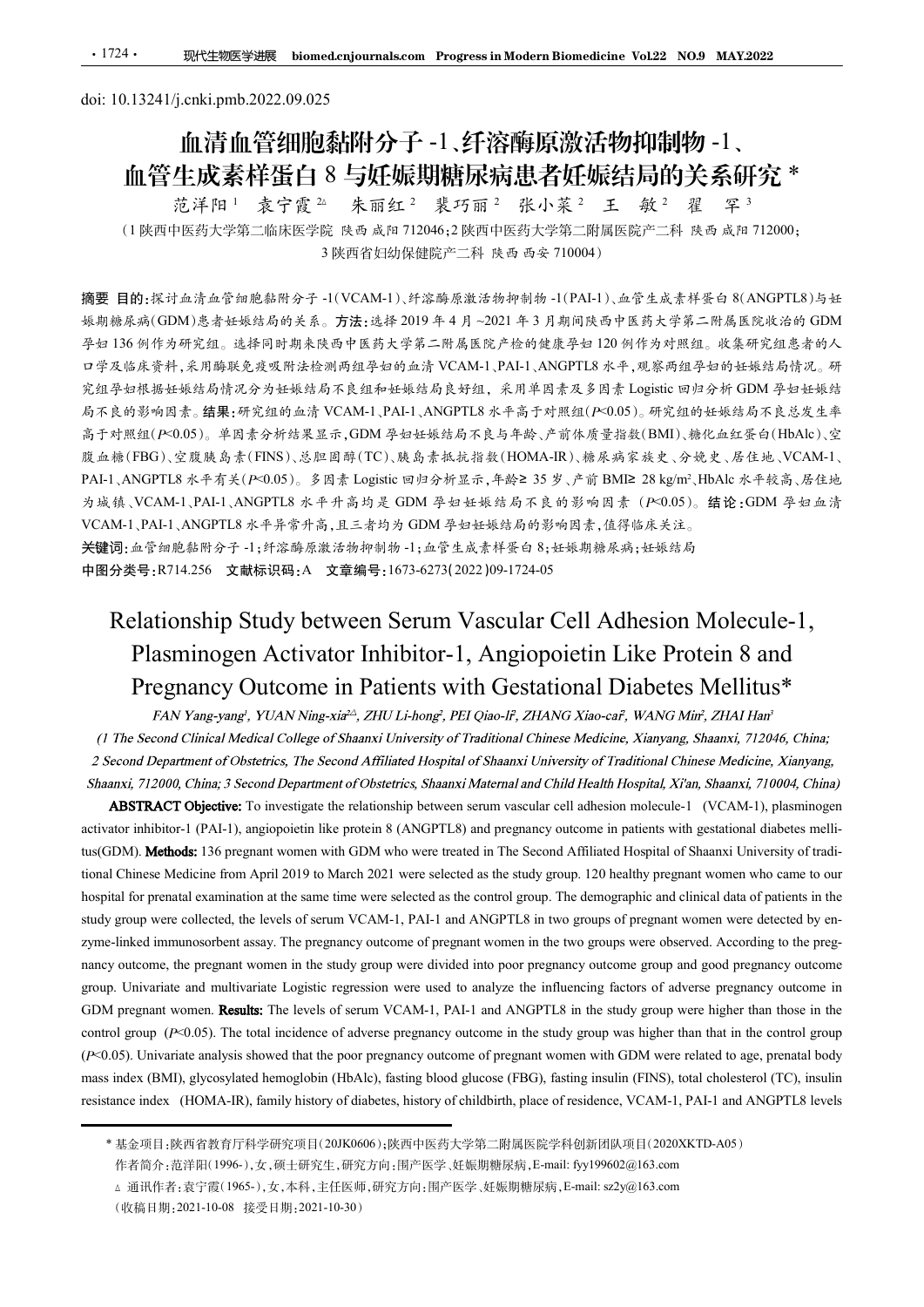doi: 10.13241/j.cnki.pmb.2022.09.025

# 血清血管细胞黏附分子 -1、纤溶酶原激活物抑制物 -1、血管生成素样蛋白 8 与妊娠期糖尿病患者妊娠结局的关系研究 *

范洋阳[1] 袁宁霞[2△] 朱丽红[2] 裴巧丽[2] 张小莱[2] 王 敏[2] 翟 罕[3]

（1 陕西中医药大学第二临床医学院 陕西 咸阳 712046；2 陕西中医药大学第二附属医院产二科 陕西 咸阳 712000；3 陕西省妇幼保健院产二科 陕西 西安 710004）

**摘要 目的：**探讨血清血管细胞黏附分子 -1(VCAM-1)、纤溶酶原激活物抑制物 -1(PAI-1)、血管生成素样蛋白 8(ANGPTL8)与妊娠期糖尿病(GDM)患者妊娠结局的关系。**方法：**选择 2019 年 4 月 ~2021 年 3 月期间陕西中医药大学第二附属医院收治的 GDM 孕妇 136 例作为研究组。选择同时期来陕西中医药大学第二附属医院产检的健康孕妇 120 例作为对照组。收集研究组患者的人口学及临床资料，采用酶联免疫吸附法检测两组孕妇的血清 VCAM-1、PAI-1、ANGPTL8 水平，观察两组孕妇的妊娠结局情况。研究组孕妇根据妊娠结局情况分为妊娠结局不良组和妊娠结局良好组，采用单因素及多因素 Logistic 回归分析 GDM 孕妇妊娠结局不良的影响因素。**结果：**研究组的血清 VCAM-1、PAI-1、ANGPTL8 水平高于对照组($P$<0.05)。研究组的妊娠结局不良总发生率高于对照组($P$<0.05)。单因素分析结果显示，GDM 孕妇妊娠结局不良与年龄、产前体质量指数(BMI)、糖化血红蛋白(HbAlc)、空腹血糖(FBG)、空腹胰岛素(FINS)、总胆固醇(TC)、胰岛素抵抗指数(HOMA-IR)、糖尿病家族史、分娩史、居住地、VCAM-1、PAI-1、ANGPTL8 水平有关($P$<0.05)。多因素 Logistic 回归分析显示，年龄≥ 35 岁、产前 BMI≥ 28 kg/m$^2$、HbAlc 水平较高、居住地为城镇、VCAM-1、PAI-1、ANGPTL8 水平升高均是 GDM 孕妇妊娠结局不良的影响因素 ($P$<0.05)。**结论：**GDM 孕妇血清 VCAM-1、PAI-1、ANGPTL8 水平异常升高，且三者均为 GDM 孕妇妊娠结局的影响因素，值得临床关注。

**关键词：**血管细胞黏附分子 -1；纤溶酶原激活物抑制物 -1；血管生成素样蛋白 8；妊娠期糖尿病；妊娠结局

**中图分类号：**R714.256 **文献标识码：**A **文章编号：**1673-6273(2022)09-1724-05

# Relationship Study between Serum Vascular Cell Adhesion Molecule-1, Plasminogen Activator Inhibitor-1, Angiopoietin Like Protein 8 and Pregnancy Outcome in Patients with Gestational Diabetes Mellitus*

*FAN Yang-yang[1], YUAN Ning-xia[2△], ZHU Li-hong[2], PEI Qiao-li[2], ZHANG Xiao-cai[2], WANG Min[2], ZHAI Han[3]*

*(1 The Second Clinical Medical College of Shaanxi University of Traditional Chinese Medicine, Xianyang, Shaanxi, 712046, China; 2 Second Department of Obstetrics, The Second Affiliated Hospital of Shaanxi University of Traditional Chinese Medicine, Xianyang, Shaanxi, 712000, China; 3 Second Department of Obstetrics, Shaanxi Maternal and Child Health Hospital, Xi'an, Shaanxi, 710004, China)*

**ABSTRACT Objective:** To investigate the relationship between serum vascular cell adhesion molecule-1 (VCAM-1), plasminogen activator inhibitor-1 (PAI-1), angiopoietin like protein 8 (ANGPTL8) and pregnancy outcome in patients with gestational diabetes mellitus(GDM). **Methods:** 136 pregnant women with GDM who were treated in The Second Affiliated Hospital of Shaanxi University of traditional Chinese Medicine from April 2019 to March 2021 were selected as the study group. 120 healthy pregnant women who came to our hospital for prenatal examination at the same time were selected as the control group. The demographic and clinical data of patients in the study group were collected, the levels of serum VCAM-1, PAI-1 and ANGPTL8 in two groups of pregnant women were detected by enzyme-linked immunosorbent assay. The pregnancy outcome of pregnant women in the two groups were observed. According to the pregnancy outcome, the pregnant women in the study group were divided into poor pregnancy outcome group and good pregnancy outcome group. Univariate and multivariate Logistic regression were used to analyze the influencing factors of adverse pregnancy outcome in GDM pregnant women. **Results:** The levels of serum VCAM-1, PAI-1 and ANGPTL8 in the study group were higher than those in the control group ($P$<0.05). The total incidence of adverse pregnancy outcome in the study group was higher than that in the control group ($P$<0.05). Univariate analysis showed that the poor pregnancy outcome of pregnant women with GDM were related to age, prenatal body mass index (BMI), glycosylated hemoglobin (HbAlc), fasting blood glucose (FBG), fasting insulin (FINS), total cholesterol (TC), insulin resistance index (HOMA-IR), family history of diabetes, history of childbirth, place of residence, VCAM-1, PAI-1 and ANGPTL8 levels

---

* 基金项目：陕西省教育厅科学研究项目(20JK0606)；陕西中医药大学第二附属医院学科创新团队项目(2020XKTD-A05)

作者简介：范洋阳(1996-)，女，硕士研究生，研究方向：围产医学、妊娠期糖尿病，E-mail: fyy199602@163.com

△ 通讯作者：袁宁霞(1965-)，女，本科，主任医师，研究方向：围产医学、妊娠期糖尿病，E-mail: sz2y@163.com

（收稿日期：2021-10-08 接受日期：2021-10-30）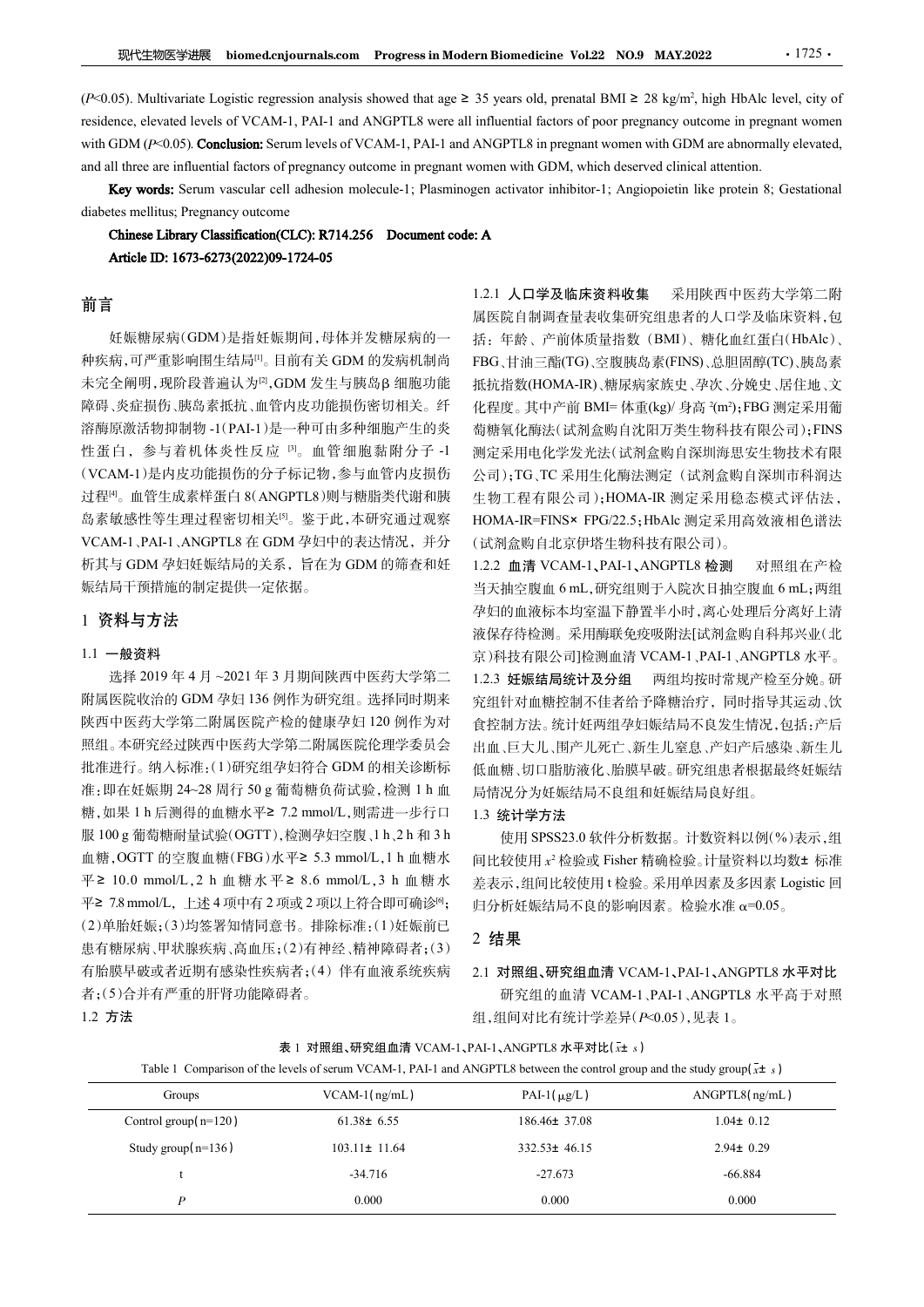(P<0.05). Multivariate Logistic regression analysis showed that age ≥ 35 years old, prenatal BMI ≥ 28 kg/m², high HbAlc level, city of residence, elevated levels of VCAM-1, PAI-1 and ANGPTL8 were all influential factors of poor pregnancy outcome in pregnant women with GDM (P<0.05). **Conclusion:** Serum levels of VCAM-1, PAI-1 and ANGPTL8 in pregnant women with GDM are abnormally elevated, and all three are influential factors of pregnancy outcome in pregnant women with GDM, which deserved clinical attention.

**Key words:** Serum vascular cell adhesion molecule-1; Plasminogen activator inhibitor-1; Angiopoietin like protein 8; Gestational diabetes mellitus; Pregnancy outcome

**Chinese Library Classification(CLC): R714.256 Document code: A**

**Article ID: 1673-6273(2022)09-1724-05**

## 前言

妊娠糖尿病(GDM)是指妊娠期间,母体并发糖尿病的一种疾病,可严重影响围生结局[1]。目前有关 GDM 的发病机制尚未完全阐明,现阶段普遍认为[2],GDM 发生与胰岛β细胞功能障碍、炎症损伤、胰岛素抵抗、血管内皮功能损伤密切相关。纤溶酶原激活物抑制物-1(PAI-1)是一种可由多种细胞产生的炎性蛋白,参与着机体炎性反应[3]。血管细胞黏附分子-1(VCAM-1)是内皮功能损伤的分子标记物,参与血管内皮损伤过程[4]。血管生成素样蛋白 8(ANGPTL8)则与糖脂类代谢和胰岛素敏感性等生理过程密切相关[5]。鉴于此,本研究通过观察 VCAM-1、PAI-1、ANGPTL8 在 GDM 孕妇中的表达情况,并分析其与 GDM 孕妇妊娠结局的关系,旨在为 GDM 的筛查和妊娠结局干预措施的制定提供一定依据。

## 1 资料与方法

### 1.1 一般资料

选择 2019 年 4 月~2021 年 3 月期间陕西中医药大学第二附属医院收治的 GDM 孕妇 136 例作为研究组。选择同时期来陕西中医药大学第二附属医院产检的健康孕妇 120 例作为对照组。本研究经过陕西中医药大学第二附属医院伦理学委员会批准进行。纳入标准:(1)研究组孕妇符合 GDM 的相关诊断标准:即在妊娠期 24~28 周行 50 g 葡萄糖负荷试验,检测 1 h 血糖,如果 1 h 后测得的血糖水平≥ 7.2 mmol/L,则需进一步行口服 100 g 葡萄糖耐量试验(OGTT),检测孕妇空腹、1 h、2 h 和 3 h 血糖,OGTT 的空腹血糖(FBG)水平≥ 5.3 mmol/L,1 h 血糖水平≥ 10.0 mmol/L,2 h 血糖水平≥ 8.6 mmol/L,3 h 血糖水平≥ 7.8 mmol/L,上述 4 项中有 2 项或 2 项以上符合即可确诊[6];(2)单胎妊娠;(3)均签署知情同意书。排除标准:(1)妊娠前已患有糖尿病、甲状腺疾病、高血压;(2)有神经、精神障碍者;(3)有胎膜早破或者近期有感染性疾病者;(4)伴有血液系统疾病者;(5)合并有严重的肝肾功能障碍者。

### 1.2 方法

**1.2.1 人口学及临床资料收集** 采用陕西中医药大学第二附属医院自制调查量表收集研究组患者的人口学及临床资料,包括:年龄、产前体质量指数(BMI)、糖化血红蛋白(HbAlc)、FBG、甘油三酯(TG)、空腹胰岛素(FINS)、总胆固醇(TC)、胰岛素抵抗指数(HOMA-IR)、糖尿病家族史、孕次、分娩史、居住地、文化程度。其中产前 BMI= 体重(kg)/ 身高²(m²);FBG 测定采用葡萄糖氧化酶法(试剂盒购自沈阳万类生物科技有限公司);FINS 测定采用电化学发光法(试剂盒购自深圳海思安生物技术有限公司);TG、TC 采用生化酶法测定(试剂盒购自深圳市科润达生物工程有限公司);HOMA-IR 测定采用稳态模式评估法,HOMA-IR=FINS× FPG/22.5;HbAlc 测定采用高效液相色谱法(试剂盒购自北京伊塔生物科技有限公司)。

**1.2.2 血清 VCAM-1、PAI-1、ANGPTL8 检测** 对照组在产检当天抽空腹血 6 mL,研究组则于入院次日抽空腹血 6 mL;两组孕妇的血液标本均室温下静置半小时,离心处理后分离好上清液保存待检测。采用酶联免疫吸附法[试剂盒购自科邦兴业(北京)科技有限公司]检测血清 VCAM-1、PAI-1、ANGPTL8 水平。

**1.2.3 妊娠结局统计及分组** 两组均按时常规产检至分娩。研究组针对血糖控制不佳者给予降糖治疗,同时指导其运动、饮食控制方法。统计妊两组孕妇妊娠结局不良发生情况,包括:产后出血、巨大儿、围产儿死亡、新生儿窒息、产妇产后感染、新生儿低血糖、切口脂肪液化、胎膜早破。研究组患者根据最终妊娠结局情况分为妊娠结局不良组和妊娠结局良好组。

### 1.3 统计学方法

使用 SPSS23.0 软件分析数据。计数资料以例(%)表示,组间比较使用 $x^2$ 检验或 Fisher 精确检验。计量资料以均数± 标准差表示,组间比较使用 t 检验。采用单因素及多因素 Logistic 回归分析妊娠结局不良的影响因素。检验水准 α=0.05。

## 2 结果

### 2.1 对照组、研究组血清 VCAM-1、PAI-1、ANGPTL8 水平对比

研究组的血清 VCAM-1、PAI-1、ANGPTL8 水平高于对照组,组间对比有统计学差异(P<0.05),见表 1。

**表 1 对照组、研究组血清 VCAM-1、PAI-1、ANGPTL8 水平对比($\bar{x}\pm s$)**

Table 1 Comparison of the levels of serum VCAM-1, PAI-1 and ANGPTL8 between the control group and the study group($\bar{x}\pm s$)

| Groups | VCAM-1(ng/mL) | PAI-1(μg/L) | ANGPTL8(ng/mL) |
|---|---|---|---|
| Control group(n=120) | 61.38± 6.55 | 186.46± 37.08 | 1.04± 0.12 |
| Study group(n=136) | 103.11± 11.64 | 332.53± 46.15 | 2.94± 0.29 |
| t | -34.716 | -27.673 | -66.884 |
| P | 0.000 | 0.000 | 0.000 |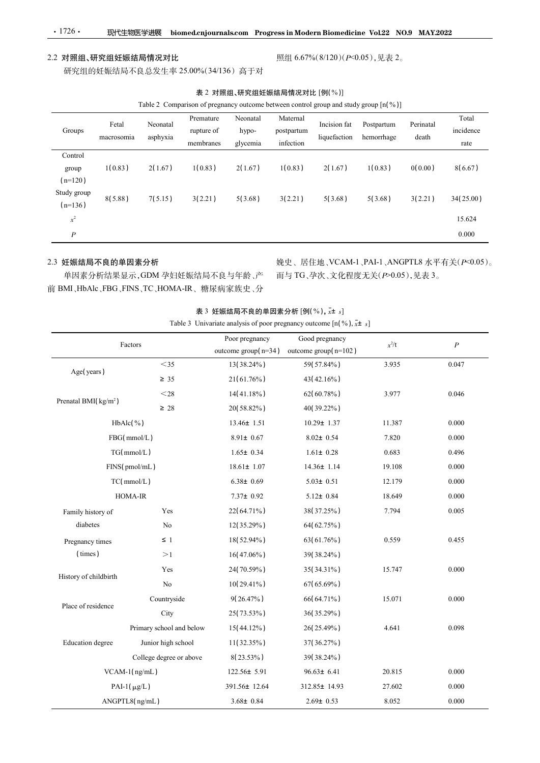### 2.2 对照组、研究组妊娠结局情况对比

研究组的妊娠结局不良总发生率 25.00%(34/136) 高于对照组 6.67%(8/120)($P$<0.05), 见表 2。

**表 2 对照组、研究组妊娠结局情况对比 [例(%)]**

Table 2 Comparison of pregnancy outcome between control group and study group [n(%)]

| Groups | Fetal macrosomia | Neonatal asphyxia | Premature rupture of membranes | Neonatal hypo-glycemia | Maternal postpartum infection | Incision fat liquefaction | Postpartum hemorrhage | Perinatal death | Total incidence rate |
|---|---|---|---|---|---|---|---|---|---|
| Control group (n=120) | 1(0.83) | 2(1.67) | 1(0.83) | 2(1.67) | 1(0.83) | 2(1.67) | 1(0.83) | 0(0.00) | 8(6.67) |
| Study group (n=136) | 8(5.88) | 7(5.15) | 3(2.21) | 5(3.68) | 3(2.21) | 5(3.68) | 5(3.68) | 3(2.21) | 34(25.00) |
| $x^2$ | | | | | | | | | 15.624 |
| $P$ | | | | | | | | | 0.000 |

### 2.3 妊娠结局不良的单因素分析

单因素分析结果显示, GDM 孕妇妊娠结局不良与年龄、产前 BMI、HbAlc、FBG、FINS、TC、HOMA-IR、糖尿病家族史、分娩史、居住地、VCAM-1、PAI-1、ANGPTL8 水平有关($P$<0.05), 而与 TG、孕次、文化程度无关($P$>0.05), 见表 3。

**表 3 妊娠结局不良的单因素分析 [例(%), $\bar{x}\pm s$]**

Table 3 Univariate analysis of poor pregnancy outcome [n(%), $\bar{x}\pm s$]

| Factors | | Poor pregnancy outcome group(n=34) | Good pregnancy outcome group(n=102) | $x^2$/t | $P$ |
|---|---|---|---|---|---|
| Age(years) | <35 | 13(38.24%) | 59(57.84%) | 3.935 | 0.047 |
| | ≥ 35 | 21(61.76%) | 43(42.16%) | | |
| Prenatal BMI(kg/m$^2$) | <28 | 14(41.18%) | 62(60.78%) | 3.977 | 0.046 |
| | ≥ 28 | 20(58.82%) | 40(39.22%) | | |
| HbAlc(%) | | 13.46± 1.51 | 10.29± 1.37 | 11.387 | 0.000 |
| FBG(mmol/L) | | 8.91± 0.67 | 8.02± 0.54 | 7.820 | 0.000 |
| TG(mmol/L) | | 1.65± 0.34 | 1.61± 0.28 | 0.683 | 0.496 |
| FINS(pmol/mL) | | 18.61± 1.07 | 14.36± 1.14 | 19.108 | 0.000 |
| TC(mmol/L) | | 6.38± 0.69 | 5.03± 0.51 | 12.179 | 0.000 |
| HOMA-IR | | 7.37± 0.92 | 5.12± 0.84 | 18.649 | 0.000 |
| Family history of diabetes | Yes | 22(64.71%) | 38(37.25%) | 7.794 | 0.005 |
| | No | 12(35.29%) | 64(62.75%) | | |
| Pregnancy times (times) | ≤ 1 | 18(52.94%) | 63(61.76%) | 0.559 | 0.455 |
| | >1 | 16(47.06%) | 39(38.24%) | | |
| History of childbirth | Yes | 24(70.59%) | 35(34.31%) | 15.747 | 0.000 |
| | No | 10(29.41%) | 67(65.69%) | | |
| Place of residence | Countryside | 9(26.47%) | 66(64.71%) | 15.071 | 0.000 |
| | City | 25(73.53%) | 36(35.29%) | | |
| Education degree | Primary school and below | 15(44.12%) | 26(25.49%) | 4.641 | 0.098 |
| | Junior high school | 11(32.35%) | 37(36.27%) | | |
| | College degree or above | 8(23.53%) | 39(38.24%) | | |
| VCAM-1(ng/mL) | | 122.56± 5.91 | 96.63± 6.41 | 20.815 | 0.000 |
| PAI-1(μg/L) | | 391.56± 12.64 | 312.85± 14.93 | 27.602 | 0.000 |
| ANGPTL8(ng/mL) | | 3.68± 0.84 | 2.69± 0.53 | 8.052 | 0.000 |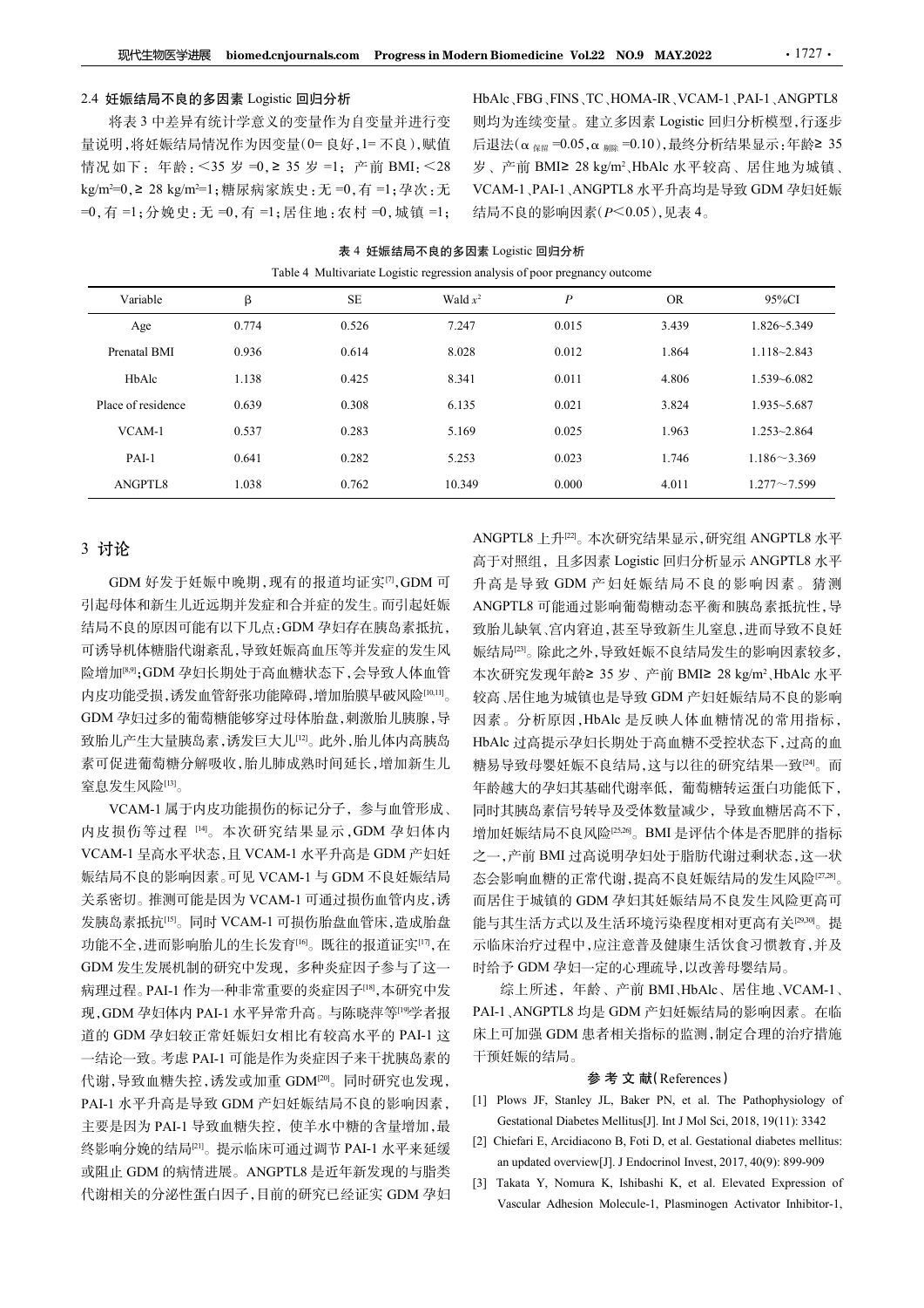### 2.4 妊娠结局不良的多因素 Logistic 回归分析

将表 3 中差异有统计学意义的变量作为自变量并进行变量说明，将妊娠结局情况作为因变量(0= 良好，1= 不良)，赋值情况如下：年龄：<35 岁 =0，≥ 35 岁 =1；产前 BMI：<28 kg/m²=0，≥ 28 kg/m²=1；糖尿病家族史：无 =0，有 =1；孕次：无 =0，有 =1；分娩史：无 =0，有 =1；居住地：农村 =0，城镇 =1；HbAlc、FBG、FINS、TC、HOMA-IR、VCAM-1、PAI-1、ANGPTL8 则均为连续变量。建立多因素 Logistic 回归分析模型，行逐步后退法($\alpha_{保留}$=0.05，$\alpha_{剔除}$=0.10)，最终分析结果显示：年龄≥ 35 岁、产前 BMI≥ 28 kg/m²、HbAlc 水平较高、居住地为城镇、VCAM-1、PAI-1、ANGPTL8 水平升高均是导致 GDM 孕妇妊娠结局不良的影响因素($P$<0.05)，见表 4。

表 4 妊娠结局不良的多因素 Logistic 回归分析

Table 4 Multivariate Logistic regression analysis of poor pregnancy outcome

| Variable | β | SE | Wald $x^2$ | $P$ | OR | 95%CI |
|---|---|---|---|---|---|---|
| Age | 0.774 | 0.526 | 7.247 | 0.015 | 3.439 | 1.826~5.349 |
| Prenatal BMI | 0.936 | 0.614 | 8.028 | 0.012 | 1.864 | 1.118~2.843 |
| HbAlc | 1.138 | 0.425 | 8.341 | 0.011 | 4.806 | 1.539~6.082 |
| Place of residence | 0.639 | 0.308 | 6.135 | 0.021 | 3.824 | 1.935~5.687 |
| VCAM-1 | 0.537 | 0.283 | 5.169 | 0.025 | 1.963 | 1.253~2.864 |
| PAI-1 | 0.641 | 0.282 | 5.253 | 0.023 | 1.746 | 1.186～3.369 |
| ANGPTL8 | 1.038 | 0.762 | 10.349 | 0.000 | 4.011 | 1.277～7.599 |

## 3 讨论

GDM 好发于妊娠中晚期，现有的报道均证实[7]，GDM 可引起母体和新生儿近远期并发症和合并症的发生。而引起妊娠结局不良的原因可能有以下几点：GDM 孕妇存在胰岛素抵抗，可诱导机体糖脂代谢紊乱，导致妊娠高血压等并发症的发生风险增加[8,9]；GDM 孕妇长期处于高血糖状态下，会导致人体血管内皮功能受损，诱发血管舒张功能障碍，增加胎膜早破风险[10,11]。GDM 孕妇过多的葡萄糖能够穿过母体胎盘，刺激胎儿胰腺，导致胎儿产生大量胰岛素，诱发巨大儿[12]。此外，胎儿体内高胰岛素可促进葡萄糖分解吸收，胎儿肺成熟时间延长，增加新生儿窒息发生风险[13]。

VCAM-1 属于内皮功能损伤的标记分子，参与血管形成、内皮损伤等过程 [14]。本次研究结果显示，GDM 孕妇体内 VCAM-1 呈高水平状态，且 VCAM-1 水平升高是 GDM 产妇妊娠结局不良的影响因素。可见 VCAM-1 与 GDM 不良妊娠结局关系密切。推测可能是因为 VCAM-1 可通过损伤血管内皮，诱发胰岛素抵抗[15]。同时 VCAM-1 可损伤胎盘血管床，造成胎盘功能不全，进而影响胎儿的生长发育[16]。既往的报道证实[17]，在 GDM 发生发展机制的研究中发现，多种炎症因子参与了这一病理过程。PAI-1 作为一种非常重要的炎症因子[18]，本研究中发现，GDM 孕妇体内 PAI-1 水平异常升高。与陈晓萍等[19]学者报道的 GDM 孕妇较正常妊娠妇女相比有较高水平的 PAI-1 这一结论一致。考虑 PAI-1 可能是作为炎症因子来干扰胰岛素的代谢，导致血糖失控，诱发或加重 GDM[20]。同时研究也发现，PAI-1 水平升高是导致 GDM 产妇妊娠结局不良的影响因素，主要是因为 PAI-1 导致血糖失控，使羊水中糖的含量增加，最终影响分娩的结局[21]。提示临床可通过调节 PAI-1 水平来延缓或阻止 GDM 的病情进展。ANGPTL8 是近年新发现的与脂类代谢相关的分泌性蛋白因子，目前的研究已经证实 GDM 孕妇 ANGPTL8 上升[22]。本次研究结果显示，研究组 ANGPTL8 水平高于对照组，且多因素 Logistic 回归分析显示 ANGPTL8 水平升高是导致 GDM 产妇妊娠结局不良的影响因素。猜测 ANGPTL8 可能通过影响葡萄糖动态平衡和胰岛素抵抗性，导致胎儿缺氧、宫内窘迫，甚至导致新生儿窒息，进而导致不良妊娠结局[23]。除此之外，导致妊娠不良结局发生的影响因素较多，本次研究发现年龄≥ 35 岁、产前 BMI≥ 28 kg/m²、HbAlc 水平较高、居住地为城镇也是导致 GDM 产妇妊娠结局不良的影响因素。分析原因，HbAlc 是反映人体血糖情况的常用指标，HbAlc 过高提示孕妇长期处于高血糖不受控状态下，过高的血糖易导致母婴妊娠不良结局，这与以往的研究结果一致[24]。而年龄越大的孕妇其基础代谢率低，葡萄糖转运蛋白功能低下，同时其胰岛素信号转导及受体数量减少，导致血糖居高不下，增加妊娠结局不良风险[25,26]。BMI 是评估个体是否肥胖的指标之一，产前 BMI 过高说明孕妇处于脂肪代谢过剩状态，这一状态会影响血糖的正常代谢，提高不良妊娠结局的发生风险[27,28]。而居住于城镇的 GDM 孕妇其妊娠结局不良发生风险更高可能与其生活方式以及生活环境污染程度相对更高有关[29,30]。提示临床治疗过程中，应注意普及健康生活饮食习惯教育，并及时给予 GDM 孕妇一定的心理疏导，以改善母婴结局。

综上所述，年龄、产前 BMI、HbAlc、居住地、VCAM-1、PAI-1、ANGPTL8 均是 GDM 产妇妊娠结局的影响因素。在临床上可加强 GDM 患者相关指标的监测，制定合理的治疗措施干预妊娠的结局。

## 参 考 文 献(References)

[1] Plows JF, Stanley JL, Baker PN, et al. The Pathophysiology of Gestational Diabetes Mellitus[J]. Int J Mol Sci, 2018, 19(11): 3342

[2] Chiefari E, Arcidiacono B, Foti D, et al. Gestational diabetes mellitus: an updated overview[J]. J Endocrinol Invest, 2017, 40(9): 899-909

[3] Takata Y, Nomura K, Ishibashi K, et al. Elevated Expression of Vascular Adhesion Molecule-1, Plasminogen Activator Inhibitor-1,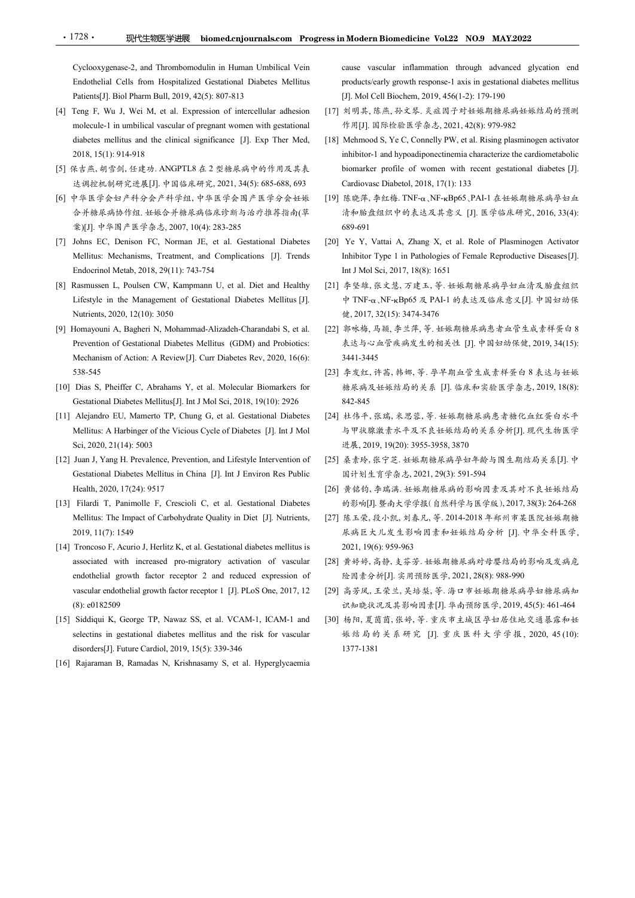Cyclooxygenase-2, and Thrombomodulin in Human Umbilical Vein Endothelial Cells from Hospitalized Gestational Diabetes Mellitus Patients[J]. Biol Pharm Bull, 2019, 42(5): 807-813

[4] Teng F, Wu J, Wei M, et al. Expression of intercellular adhesion molecule-1 in umbilical vascular of pregnant women with gestational diabetes mellitus and the clinical significance [J]. Exp Ther Med, 2018, 15(1): 914-918

[5] 保吉燕, 胡雪剑, 任建功. ANGPTL8 在 2 型糖尿病中的作用及其表达调控机制研究进展[J]. 中国临床研究, 2021, 34(5): 685-688, 693

[6] 中华医学会妇产科分会产科学组, 中华医学会围产医学分会妊娠合并糖尿病协作组. 妊娠合并糖尿病临床诊断与治疗推荐指南(草案)[J]. 中华围产医学杂志, 2007, 10(4): 283-285

[7] Johns EC, Denison FC, Norman JE, et al. Gestational Diabetes Mellitus: Mechanisms, Treatment, and Complications [J]. Trends Endocrinol Metab, 2018, 29(11): 743-754

[8] Rasmussen L, Poulsen CW, Kampmann U, et al. Diet and Healthy Lifestyle in the Management of Gestational Diabetes Mellitus [J]. Nutrients, 2020, 12(10): 3050

[9] Homayouni A, Bagheri N, Mohammad-Alizadeh-Charandabi S, et al. Prevention of Gestational Diabetes Mellitus (GDM) and Probiotics: Mechanism of Action: A Review[J]. Curr Diabetes Rev, 2020, 16(6): 538-545

[10] Dias S, Pheiffer C, Abrahams Y, et al. Molecular Biomarkers for Gestational Diabetes Mellitus[J]. Int J Mol Sci, 2018, 19(10): 2926

[11] Alejandro EU, Mamerto TP, Chung G, et al. Gestational Diabetes Mellitus: A Harbinger of the Vicious Cycle of Diabetes [J]. Int J Mol Sci, 2020, 21(14): 5003

[12] Juan J, Yang H. Prevalence, Prevention, and Lifestyle Intervention of Gestational Diabetes Mellitus in China [J]. Int J Environ Res Public Health, 2020, 17(24): 9517

[13] Filardi T, Panimolle F, Crescioli C, et al. Gestational Diabetes Mellitus: The Impact of Carbohydrate Quality in Diet [J]. Nutrients, 2019, 11(7): 1549

[14] Troncoso F, Acurio J, Herlitz K, et al. Gestational diabetes mellitus is associated with increased pro-migratory activation of vascular endothelial growth factor receptor 2 and reduced expression of vascular endothelial growth factor receptor 1 [J]. PLoS One, 2017, 12 (8): e0182509

[15] Siddiqui K, George TP, Nawaz SS, et al. VCAM-1, ICAM-1 and selectins in gestational diabetes mellitus and the risk for vascular disorders[J]. Future Cardiol, 2019, 15(5): 339-346

[16] Rajaraman B, Ramadas N, Krishnasamy S, et al. Hyperglycaemia cause vascular inflammation through advanced glycation end products/early growth response-1 axis in gestational diabetes mellitus [J]. Mol Cell Biochem, 2019, 456(1-2): 179-190

[17] 刘明其, 陈燕, 孙文琴. 炎症因子对妊娠期糖尿病妊娠结局的预测作用[J]. 国际检验医学杂志, 2021, 42(8): 979-982

[18] Mehmood S, Ye C, Connelly PW, et al. Rising plasminogen activator inhibitor-1 and hypoadiponectinemia characterize the cardiometabolic biomarker profile of women with recent gestational diabetes [J]. Cardiovasc Diabetol, 2018, 17(1): 133

[19] 陈晓萍, 李红梅. TNF-α、NF-κBp65、PAI-1 在妊娠期糖尿病孕妇血清和胎盘组织中的表达及其意义 [J]. 医学临床研究, 2016, 33(4): 689-691

[20] Ye Y, Vattai A, Zhang X, et al. Role of Plasminogen Activator Inhibitor Type 1 in Pathologies of Female Reproductive Diseases[J]. Int J Mol Sci, 2017, 18(8): 1651

[21] 李坚雄, 张文慧, 万建玉, 等. 妊娠期糖尿病孕妇血清及胎盘组织中 TNF-α、NF-κBp65 及 PAI-1 的表达及临床意义[J]. 中国妇幼保健, 2017, 32(15): 3474-3476

[22] 郭咏梅, 马颖, 李兰萍, 等. 妊娠期糖尿病患者血管生成素样蛋白 8 表达与心血管疾病发生的相关性 [J]. 中国妇幼保健, 2019, 34(15): 3441-3445

[23] 李发红, 许茜, 韩娜, 等. 孕早期血管生成素样蛋白 8 表达与妊娠糖尿病及妊娠结局的关系 [J]. 临床和实验医学杂志, 2019, 18(8): 842-845

[24] 杜伟平, 张瑞, 米思蓉, 等. 妊娠期糖尿病患者糖化血红蛋白水平与甲状腺激素水平及不良妊娠结局的关系分析[J]. 现代生物医学进展, 2019, 19(20): 3955-3958, 3870

[25] 桑素玲, 张宁芝. 妊娠期糖尿病孕妇年龄与围生期结局关系[J]. 中国计划生育学杂志, 2021, 29(3): 591-594

[26] 黄铭钧, 李瑞满. 妊娠期糖尿病的影响因素及其对不良妊娠结局的影响[J]. 暨南大学学报(自然科学与医学版), 2017, 38(3): 264-268

[27] 陈玉荣, 段小凯, 刘春凡, 等. 2014-2018 年郑州市某医院妊娠期糖尿病巨大儿发生影响因素和妊娠结局分析 [J]. 中华全科医学, 2021, 19(6): 959-963

[28] 黄婷婷, 高静, 支芬芳. 妊娠期糖尿病对母婴结局的影响及发病危险因素分析[J]. 实用预防医学, 2021, 28(8): 988-990

[29] 高芳凤, 王荣兰, 吴培梨, 等. 海口市妊娠期糖尿病孕妇糖尿病知识知晓状况及其影响因素[J]. 华南预防医学, 2019, 45(5): 461-464

[30] 杨阳, 夏茵茵, 张婷, 等. 重庆市主城区孕妇居住地交通暴露和妊娠结局的关系研究 [J]. 重庆医科大学学报, 2020, 45 (10): 1377-1381